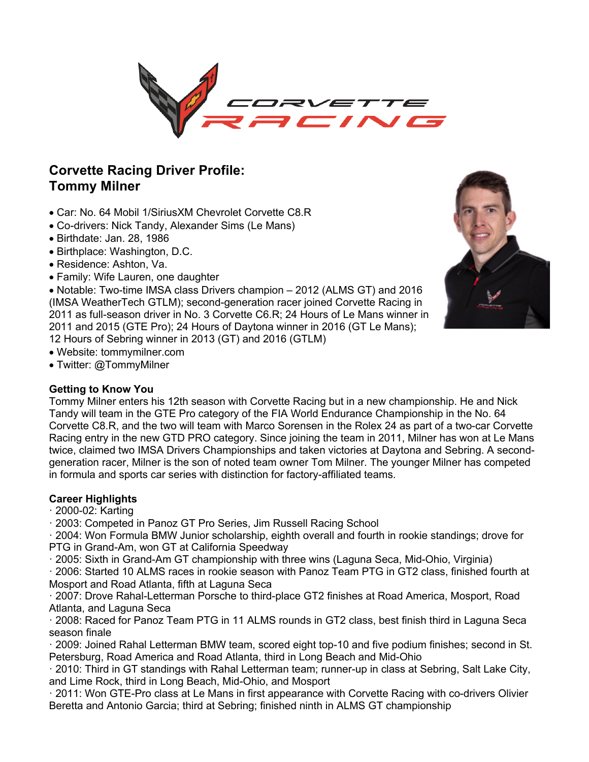# Corvette Racing Driver Profile: Tommy Milner

- Car: No. 64 Mobil 1/SiriusXM Chevrolet Corvette C8.R
- Co-drivers: Nick Tandy, Alexander Sims (Le Mans)
- Birthdate: Jan. 28, 1986
- Birthplace: Washington, D.C.
- Residence: Ashton, Va.
- Family: Wife Lauren, one daughter
- Notable: Two-time IMSA class Drivers champion – 2012 (ALMS GT) and 2016 (IMSA WeatherTech GTLM); second-generation racer joined Corvette Racing in 2011 as full-season driver in No. 3 Corvette C6.R; 24 Hours of Le Mans winner in 2011 and 2015 (GTE Pro); 24 Hours of Daytona winner in 2016 (GT Le Mans); 12 Hours of Sebring winner in 2013 (GT) and 2016 (GTLM)
- Website: tommymilner.com
- Twitter: @TommyMilner

## Getting to Know You

Tommy Milner enters his 12th season with Corvette Racing but in a new championship. He and Nick Tandy will team in the GTE Pro category of the FIA World Endurance Championship in the No. 64 Corvette C8.R, and the two will team with Marco Sorensen in the Rolex 24 as part of a two-car Corvette Racing entry in the new GTD PRO category. Since joining the team in 2011, Milner has won at Le Mans twice, claimed two IMSA Drivers Championships and taken victories at Daytona and Sebring. A second-generation racer, Milner is the son of noted team owner Tom Milner. The younger Milner has competed in formula and sports car series with distinction for factory-affiliated teams.

## Career Highlights

- 2000-02: Karting
- 2003: Competed in Panoz GT Pro Series, Jim Russell Racing School
- 2004: Won Formula BMW Junior scholarship, eighth overall and fourth in rookie standings; drove for PTG in Grand-Am, won GT at California Speedway
- 2005: Sixth in Grand-Am GT championship with three wins (Laguna Seca, Mid-Ohio, Virginia)
- 2006: Started 10 ALMS races in rookie season with Panoz Team PTG in GT2 class, finished fourth at Mosport and Road Atlanta, fifth at Laguna Seca
- 2007: Drove Rahal-Letterman Porsche to third-place GT2 finishes at Road America, Mosport, Road Atlanta, and Laguna Seca
- 2008: Raced for Panoz Team PTG in 11 ALMS rounds in GT2 class, best finish third in Laguna Seca season finale
- 2009: Joined Rahal Letterman BMW team, scored eight top-10 and five podium finishes; second in St. Petersburg, Road America and Road Atlanta, third in Long Beach and Mid-Ohio
- 2010: Third in GT standings with Rahal Letterman team; runner-up in class at Sebring, Salt Lake City, and Lime Rock, third in Long Beach, Mid-Ohio, and Mosport
- 2011: Won GTE-Pro class at Le Mans in first appearance with Corvette Racing with co-drivers Olivier Beretta and Antonio Garcia; third at Sebring; finished ninth in ALMS GT championship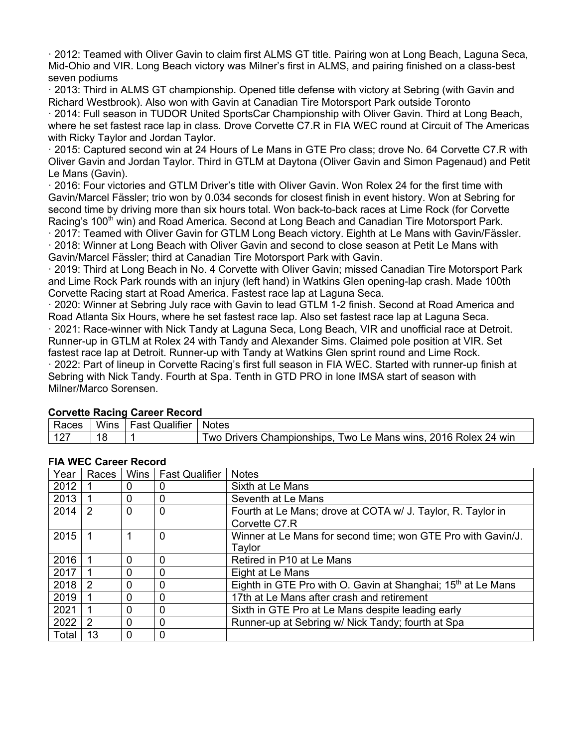· 2012: Teamed with Oliver Gavin to claim first ALMS GT title. Pairing won at Long Beach, Laguna Seca, Mid-Ohio and VIR. Long Beach victory was Milner's first in ALMS, and pairing finished on a class-best seven podiums

· 2013: Third in ALMS GT championship. Opened title defense with victory at Sebring (with Gavin and Richard Westbrook). Also won with Gavin at Canadian Tire Motorsport Park outside Toronto

· 2014: Full season in TUDOR United SportsCar Championship with Oliver Gavin. Third at Long Beach, where he set fastest race lap in class. Drove Corvette C7.R in FIA WEC round at Circuit of The Americas with Ricky Taylor and Jordan Taylor.

· 2015: Captured second win at 24 Hours of Le Mans in GTE Pro class; drove No. 64 Corvette C7.R with Oliver Gavin and Jordan Taylor. Third in GTLM at Daytona (Oliver Gavin and Simon Pagenaud) and Petit Le Mans (Gavin).

· 2016: Four victories and GTLM Driver's title with Oliver Gavin. Won Rolex 24 for the first time with Gavin/Marcel Fässler; trio won by 0.034 seconds for closest finish in event history. Won at Sebring for second time by driving more than six hours total. Won back-to-back races at Lime Rock (for Corvette Racing's 100th win) and Road America. Second at Long Beach and Canadian Tire Motorsport Park.

· 2017: Teamed with Oliver Gavin for GTLM Long Beach victory. Eighth at Le Mans with Gavin/Fässler.

· 2018: Winner at Long Beach with Oliver Gavin and second to close season at Petit Le Mans with Gavin/Marcel Fässler; third at Canadian Tire Motorsport Park with Gavin.

· 2019: Third at Long Beach in No. 4 Corvette with Oliver Gavin; missed Canadian Tire Motorsport Park and Lime Rock Park rounds with an injury (left hand) in Watkins Glen opening-lap crash. Made 100th Corvette Racing start at Road America. Fastest race lap at Laguna Seca.

· 2020: Winner at Sebring July race with Gavin to lead GTLM 1-2 finish. Second at Road America and Road Atlanta Six Hours, where he set fastest race lap. Also set fastest race lap at Laguna Seca.

· 2021: Race-winner with Nick Tandy at Laguna Seca, Long Beach, VIR and unofficial race at Detroit. Runner-up in GTLM at Rolex 24 with Tandy and Alexander Sims. Claimed pole position at VIR. Set fastest race lap at Detroit. Runner-up with Tandy at Watkins Glen sprint round and Lime Rock.

· 2022: Part of lineup in Corvette Racing's first full season in FIA WEC. Started with runner-up finish at Sebring with Nick Tandy. Fourth at Spa. Tenth in GTD PRO in lone IMSA start of season with Milner/Marco Sorensen.

**Corvette Racing Career Record**

| Races | Wins | Fast Qualifier | Notes |
|---|---|---|---|
| 127 | 18 | 1 | Two Drivers Championships, Two Le Mans wins, 2016 Rolex 24 win |

**FIA WEC Career Record**

| Year | Races | Wins | Fast Qualifier | Notes |
|---|---|---|---|---|
| 2012 | 1 | 0 | 0 | Sixth at Le Mans |
| 2013 | 1 | 0 | 0 | Seventh at Le Mans |
| 2014 | 2 | 0 | 0 | Fourth at Le Mans; drove at COTA w/ J. Taylor, R. Taylor in Corvette C7.R |
| 2015 | 1 | 1 | 0 | Winner at Le Mans for second time; won GTE Pro with Gavin/J. Taylor |
| 2016 | 1 | 0 | 0 | Retired in P10 at Le Mans |
| 2017 | 1 | 0 | 0 | Eight at Le Mans |
| 2018 | 2 | 0 | 0 | Eighth in GTE Pro with O. Gavin at Shanghai; 15th at Le Mans |
| 2019 | 1 | 0 | 0 | 17th at Le Mans after crash and retirement |
| 2021 | 1 | 0 | 0 | Sixth in GTE Pro at Le Mans despite leading early |
| 2022 | 2 | 0 | 0 | Runner-up at Sebring w/ Nick Tandy; fourth at Spa |
| Total | 13 | 0 | 0 | |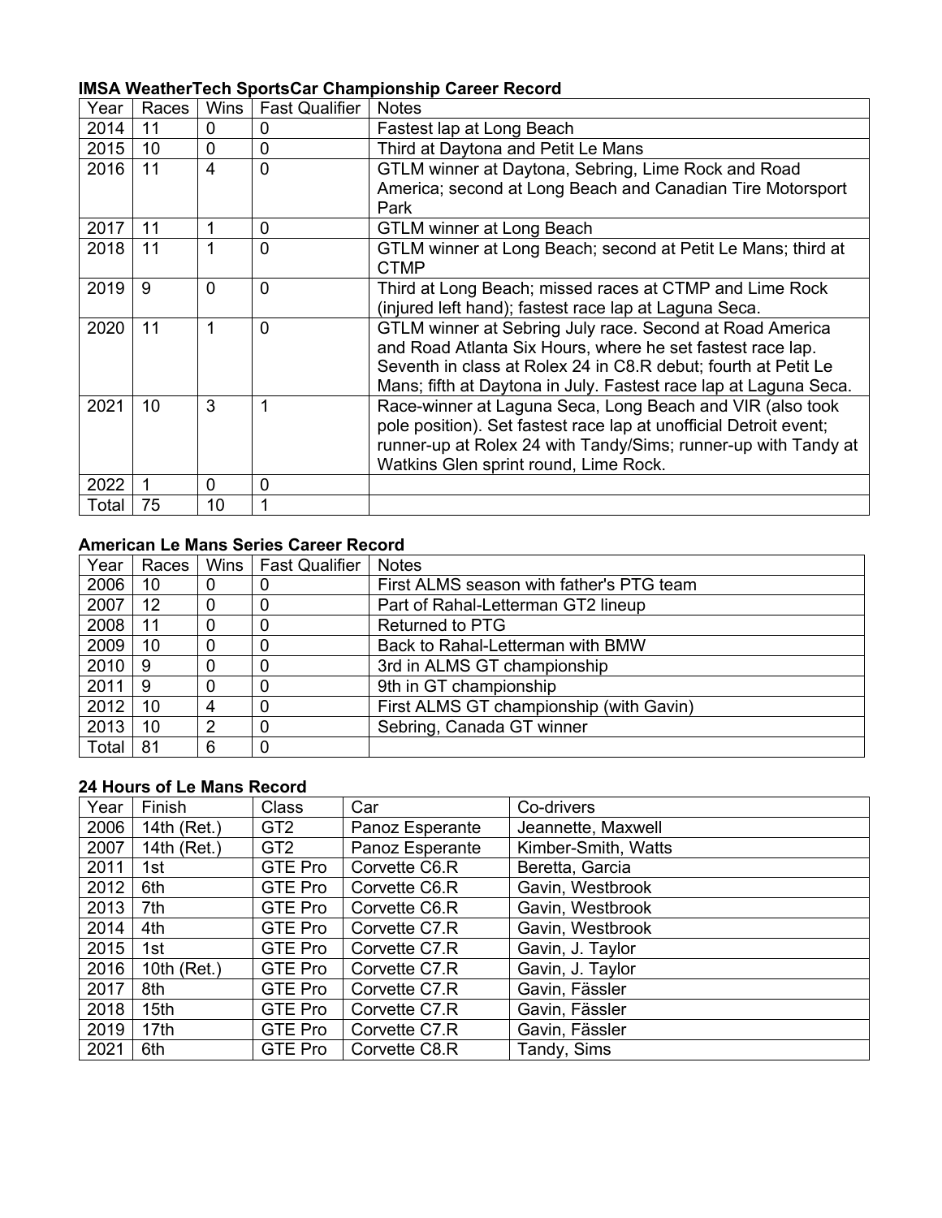**IMSA WeatherTech SportsCar Championship Career Record**

| Year | Races | Wins | Fast Qualifier | Notes |
| --- | --- | --- | --- | --- |
| 2014 | 11 | 0 | 0 | Fastest lap at Long Beach |
| 2015 | 10 | 0 | 0 | Third at Daytona and Petit Le Mans |
| 2016 | 11 | 4 | 0 | GTLM winner at Daytona, Sebring, Lime Rock and Road America; second at Long Beach and Canadian Tire Motorsport Park |
| 2017 | 11 | 1 | 0 | GTLM winner at Long Beach |
| 2018 | 11 | 1 | 0 | GTLM winner at Long Beach; second at Petit Le Mans; third at CTMP |
| 2019 | 9 | 0 | 0 | Third at Long Beach; missed races at CTMP and Lime Rock (injured left hand); fastest race lap at Laguna Seca. |
| 2020 | 11 | 1 | 0 | GTLM winner at Sebring July race. Second at Road America and Road Atlanta Six Hours, where he set fastest race lap. Seventh in class at Rolex 24 in C8.R debut; fourth at Petit Le Mans; fifth at Daytona in July. Fastest race lap at Laguna Seca. |
| 2021 | 10 | 3 | 1 | Race-winner at Laguna Seca, Long Beach and VIR (also took pole position). Set fastest race lap at unofficial Detroit event; runner-up at Rolex 24 with Tandy/Sims; runner-up with Tandy at Watkins Glen sprint round, Lime Rock. |
| 2022 | 1 | 0 | 0 | |
| Total | 75 | 10 | 1 | |

**American Le Mans Series Career Record**

| Year | Races | Wins | Fast Qualifier | Notes |
| --- | --- | --- | --- | --- |
| 2006 | 10 | 0 | 0 | First ALMS season with father's PTG team |
| 2007 | 12 | 0 | 0 | Part of Rahal-Letterman GT2 lineup |
| 2008 | 11 | 0 | 0 | Returned to PTG |
| 2009 | 10 | 0 | 0 | Back to Rahal-Letterman with BMW |
| 2010 | 9 | 0 | 0 | 3rd in ALMS GT championship |
| 2011 | 9 | 0 | 0 | 9th in GT championship |
| 2012 | 10 | 4 | 0 | First ALMS GT championship (with Gavin) |
| 2013 | 10 | 2 | 0 | Sebring, Canada GT winner |
| Total | 81 | 6 | 0 | |

**24 Hours of Le Mans Record**

| Year | Finish | Class | Car | Co-drivers |
| --- | --- | --- | --- | --- |
| 2006 | 14th (Ret.) | GT2 | Panoz Esperante | Jeannette, Maxwell |
| 2007 | 14th (Ret.) | GT2 | Panoz Esperante | Kimber-Smith, Watts |
| 2011 | 1st | GTE Pro | Corvette C6.R | Beretta, Garcia |
| 2012 | 6th | GTE Pro | Corvette C6.R | Gavin, Westbrook |
| 2013 | 7th | GTE Pro | Corvette C6.R | Gavin, Westbrook |
| 2014 | 4th | GTE Pro | Corvette C7.R | Gavin, Westbrook |
| 2015 | 1st | GTE Pro | Corvette C7.R | Gavin, J. Taylor |
| 2016 | 10th (Ret.) | GTE Pro | Corvette C7.R | Gavin, J. Taylor |
| 2017 | 8th | GTE Pro | Corvette C7.R | Gavin, Fässler |
| 2018 | 15th | GTE Pro | Corvette C7.R | Gavin, Fässler |
| 2019 | 17th | GTE Pro | Corvette C7.R | Gavin, Fässler |
| 2021 | 6th | GTE Pro | Corvette C8.R | Tandy, Sims |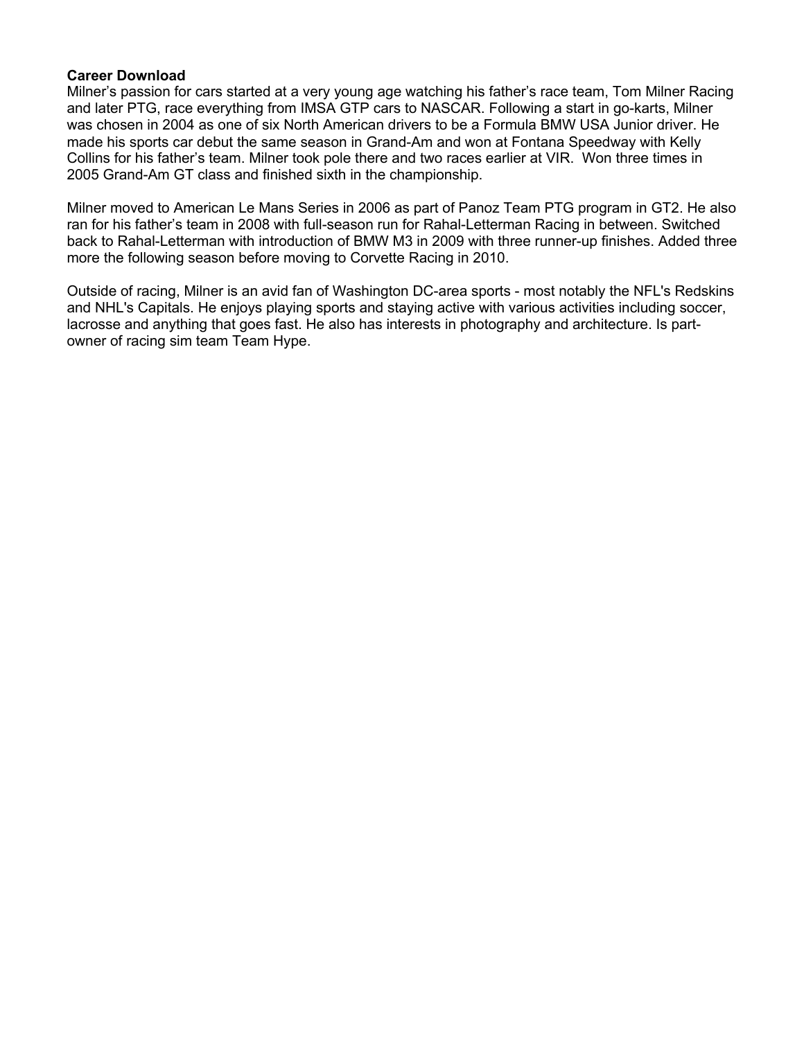**Career Download**

Milner's passion for cars started at a very young age watching his father's race team, Tom Milner Racing and later PTG, race everything from IMSA GTP cars to NASCAR. Following a start in go-karts, Milner was chosen in 2004 as one of six North American drivers to be a Formula BMW USA Junior driver. He made his sports car debut the same season in Grand-Am and won at Fontana Speedway with Kelly Collins for his father's team. Milner took pole there and two races earlier at VIR. Won three times in 2005 Grand-Am GT class and finished sixth in the championship.

Milner moved to American Le Mans Series in 2006 as part of Panoz Team PTG program in GT2. He also ran for his father's team in 2008 with full-season run for Rahal-Letterman Racing in between. Switched back to Rahal-Letterman with introduction of BMW M3 in 2009 with three runner-up finishes. Added three more the following season before moving to Corvette Racing in 2010.

Outside of racing, Milner is an avid fan of Washington DC-area sports - most notably the NFL's Redskins and NHL's Capitals. He enjoys playing sports and staying active with various activities including soccer, lacrosse and anything that goes fast. He also has interests in photography and architecture. Is part-owner of racing sim team Team Hype.